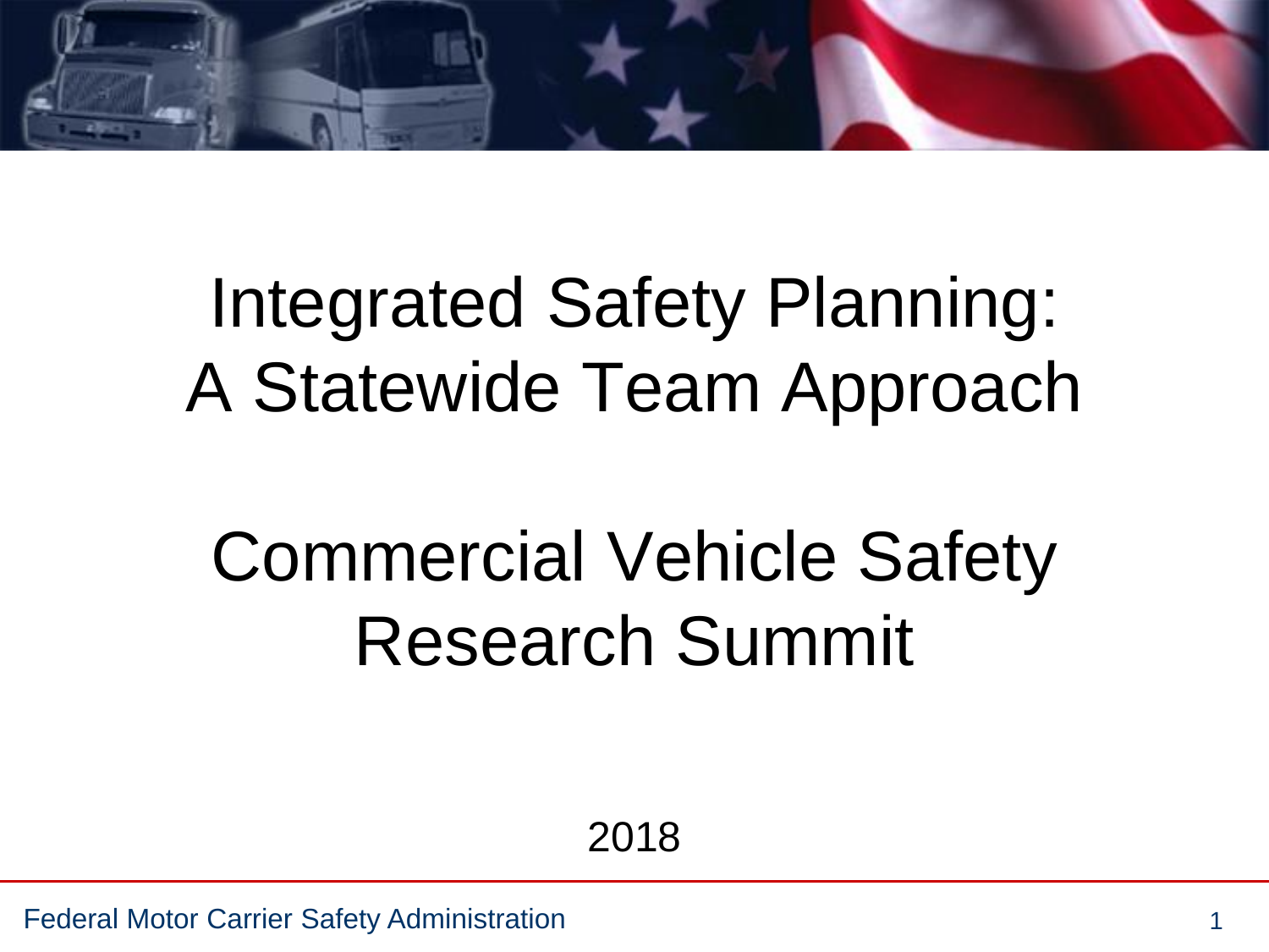# Integrated Safety Planning: A Statewide Team Approach

# Commercial Vehicle Safety Research Summit

2018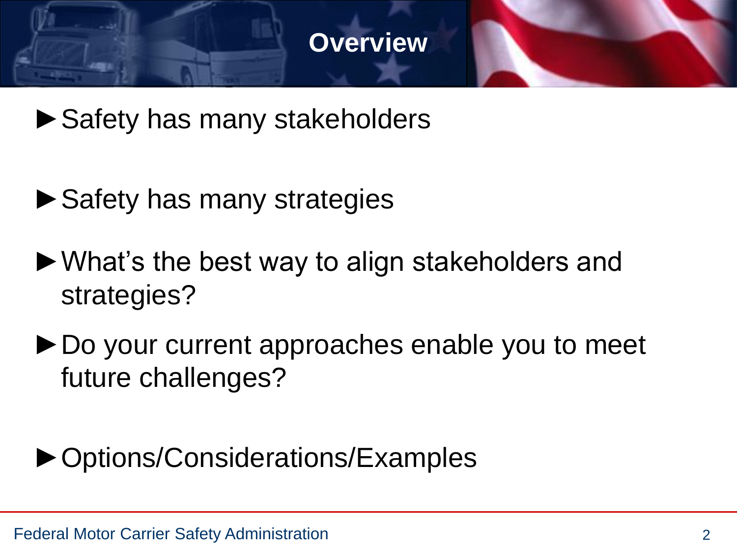# Overview

- Safety has many stakeholders
- Safety has many strategies
- What's the best way to align stakeholders and strategies?
- Do your current approaches enable you to meet future challenges?
- Options/Considerations/Examples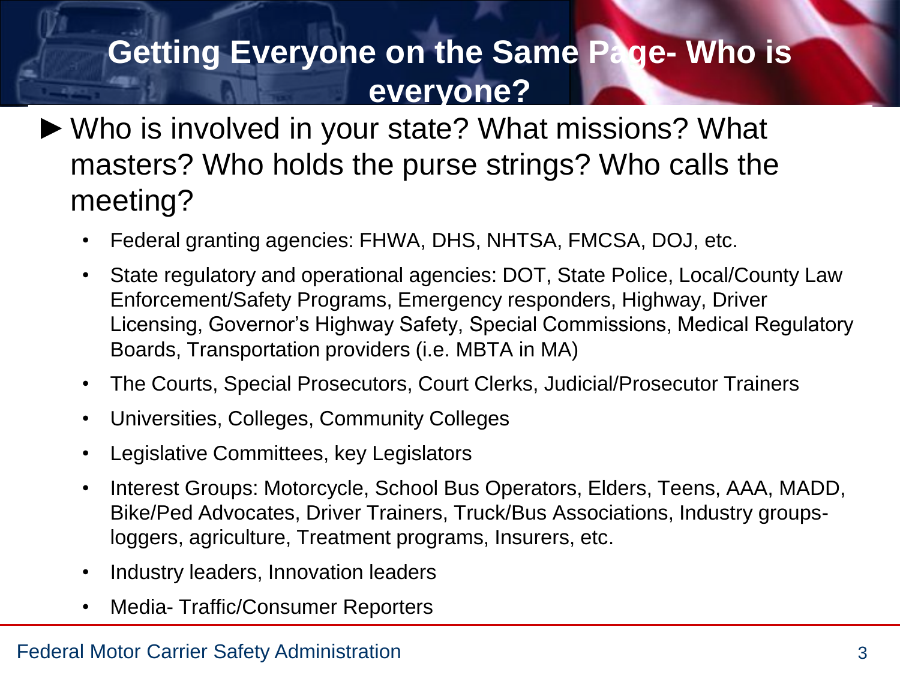# Getting Everyone on the Same Page- Who is everyone?

- Who is involved in your state? What missions? What masters? Who holds the purse strings? Who calls the meeting?
  - Federal granting agencies: FHWA, DHS, NHTSA, FMCSA, DOJ, etc.
  - State regulatory and operational agencies: DOT, State Police, Local/County Law Enforcement/Safety Programs, Emergency responders, Highway, Driver Licensing, Governor's Highway Safety, Special Commissions, Medical Regulatory Boards, Transportation providers (i.e. MBTA in MA)
  - The Courts, Special Prosecutors, Court Clerks, Judicial/Prosecutor Trainers
  - Universities, Colleges, Community Colleges
  - Legislative Committees, key Legislators
  - Interest Groups: Motorcycle, School Bus Operators, Elders, Teens, AAA, MADD, Bike/Ped Advocates, Driver Trainers, Truck/Bus Associations, Industry groups- loggers, agriculture, Treatment programs, Insurers, etc.
  - Industry leaders, Innovation leaders
  - Media- Traffic/Consumer Reporters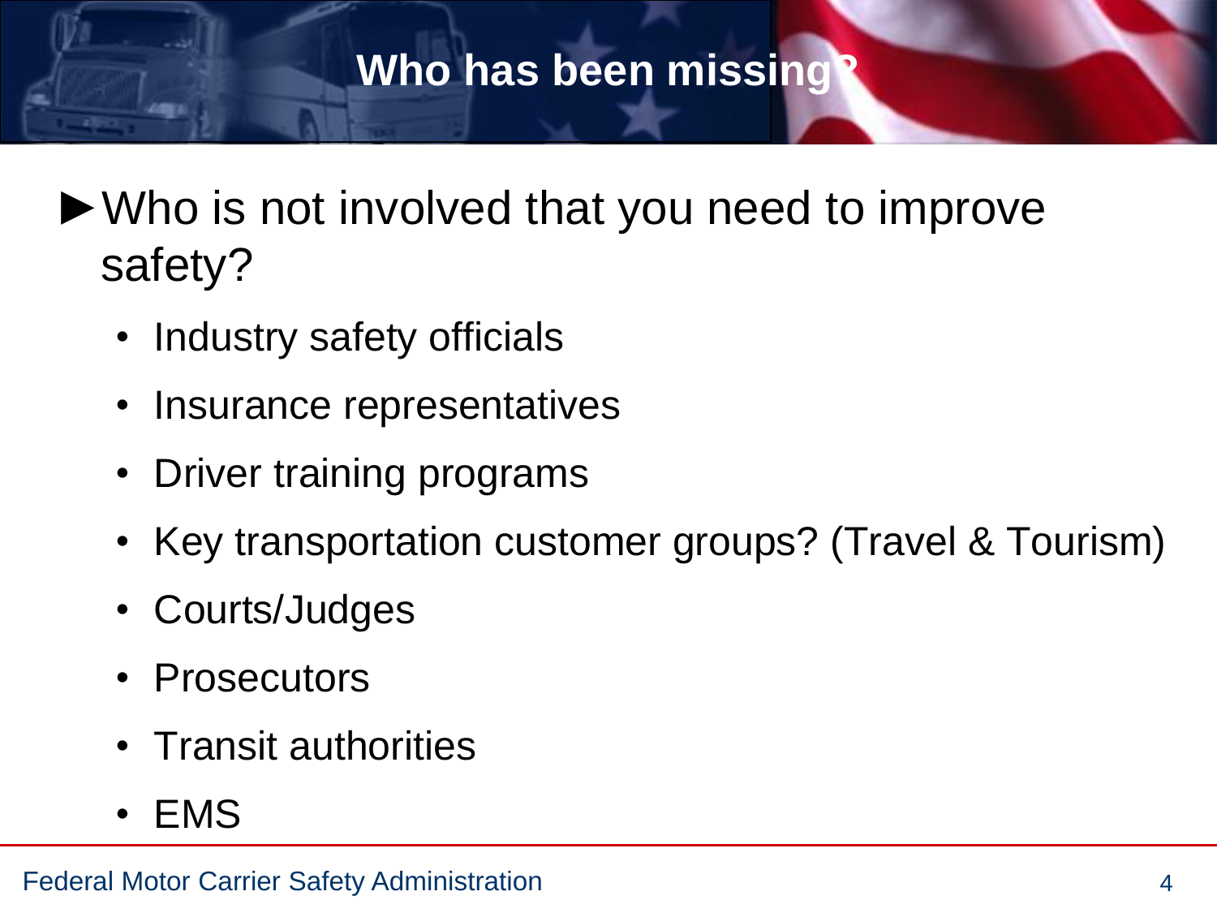# Who has been missing?

- ►Who is not involved that you need to improve safety?
  - Industry safety officials
  - Insurance representatives
  - Driver training programs
  - Key transportation customer groups? (Travel & Tourism)
  - Courts/Judges
  - Prosecutors
  - Transit authorities
  - EMS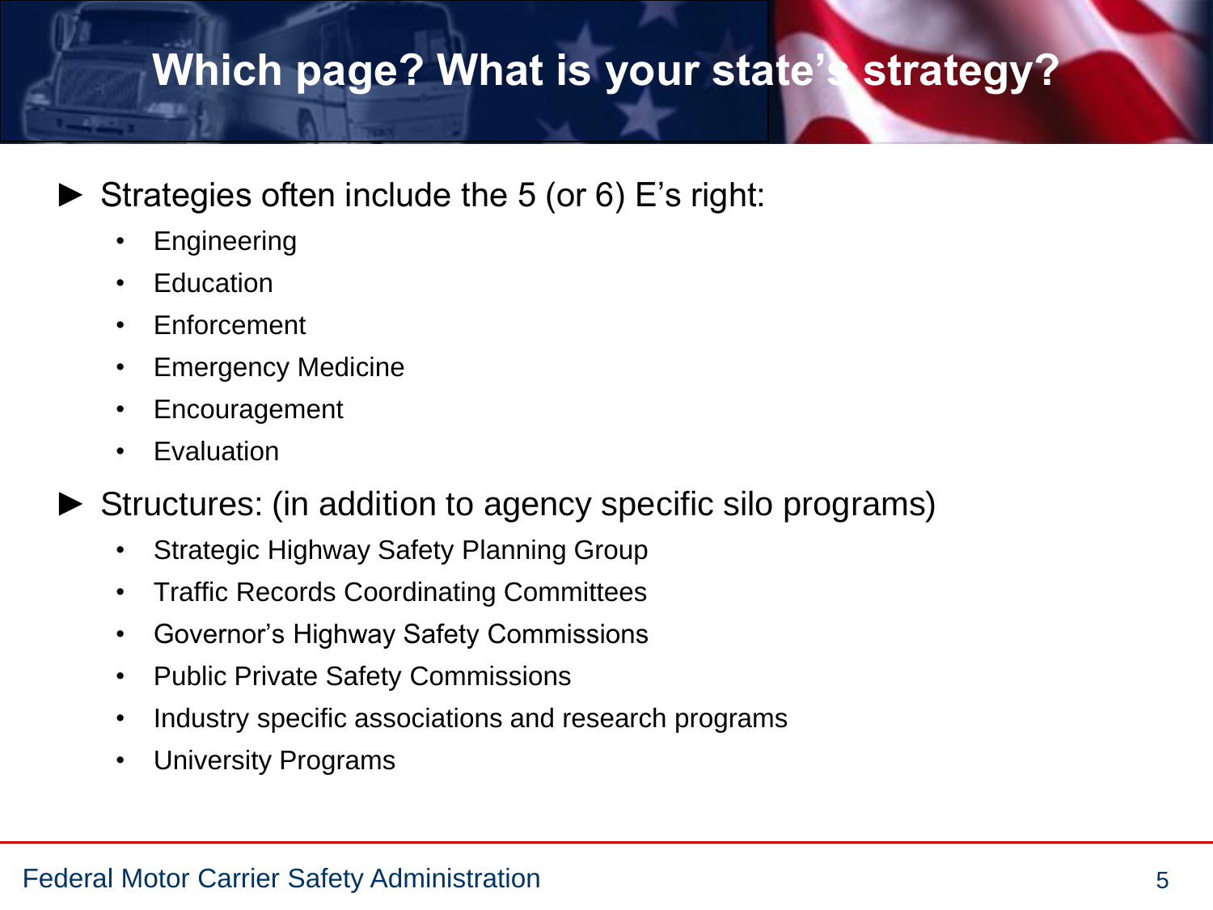# Which page? What is your state's strategy?

- Strategies often include the 5 (or 6) E's right:
  - Engineering
  - Education
  - Enforcement
  - Emergency Medicine
  - Encouragement
  - Evaluation
- Structures: (in addition to agency specific silo programs)
  - Strategic Highway Safety Planning Group
  - Traffic Records Coordinating Committees
  - Governor's Highway Safety Commissions
  - Public Private Safety Commissions
  - Industry specific associations and research programs
  - University Programs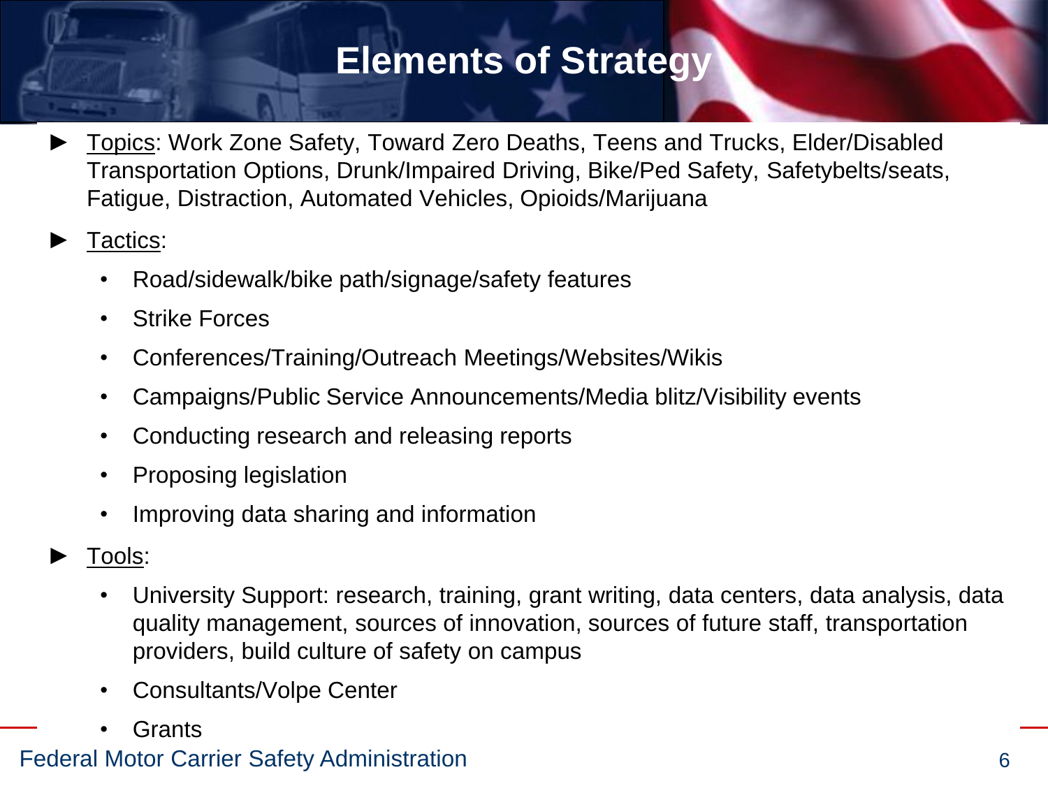# Elements of Strategy

- Topics: Work Zone Safety, Toward Zero Deaths, Teens and Trucks, Elder/Disabled Transportation Options, Drunk/Impaired Driving, Bike/Ped Safety, Safetybelts/seats, Fatigue, Distraction, Automated Vehicles, Opioids/Marijuana
- Tactics:
  - Road/sidewalk/bike path/signage/safety features
  - Strike Forces
  - Conferences/Training/Outreach Meetings/Websites/Wikis
  - Campaigns/Public Service Announcements/Media blitz/Visibility events
  - Conducting research and releasing reports
  - Proposing legislation
  - Improving data sharing and information
- Tools:
  - University Support: research, training, grant writing, data centers, data analysis, data quality management, sources of innovation, sources of future staff, transportation providers, build culture of safety on campus
  - Consultants/Volpe Center
  - Grants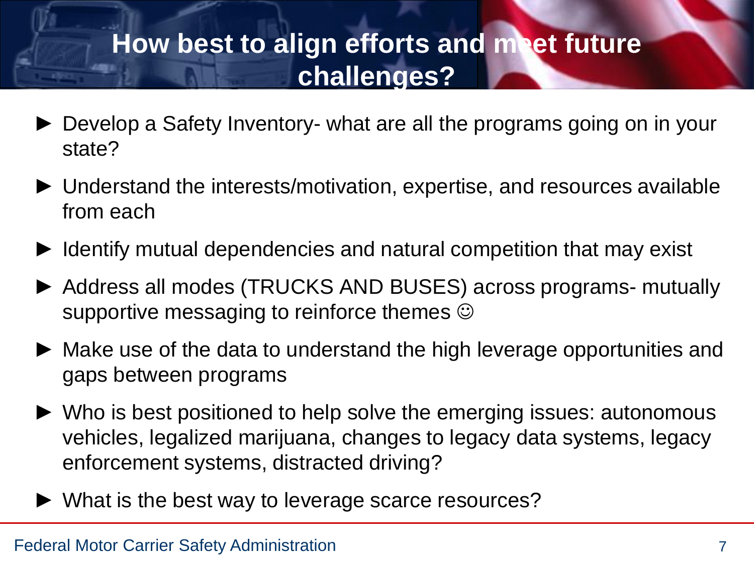# How best to align efforts and meet future challenges?

- Develop a Safety Inventory- what are all the programs going on in your state?
- Understand the interests/motivation, expertise, and resources available from each
- Identify mutual dependencies and natural competition that may exist
- Address all modes (TRUCKS AND BUSES) across programs- mutually supportive messaging to reinforce themes ☺
- Make use of the data to understand the high leverage opportunities and gaps between programs
- Who is best positioned to help solve the emerging issues: autonomous vehicles, legalized marijuana, changes to legacy data systems, legacy enforcement systems, distracted driving?
- What is the best way to leverage scarce resources?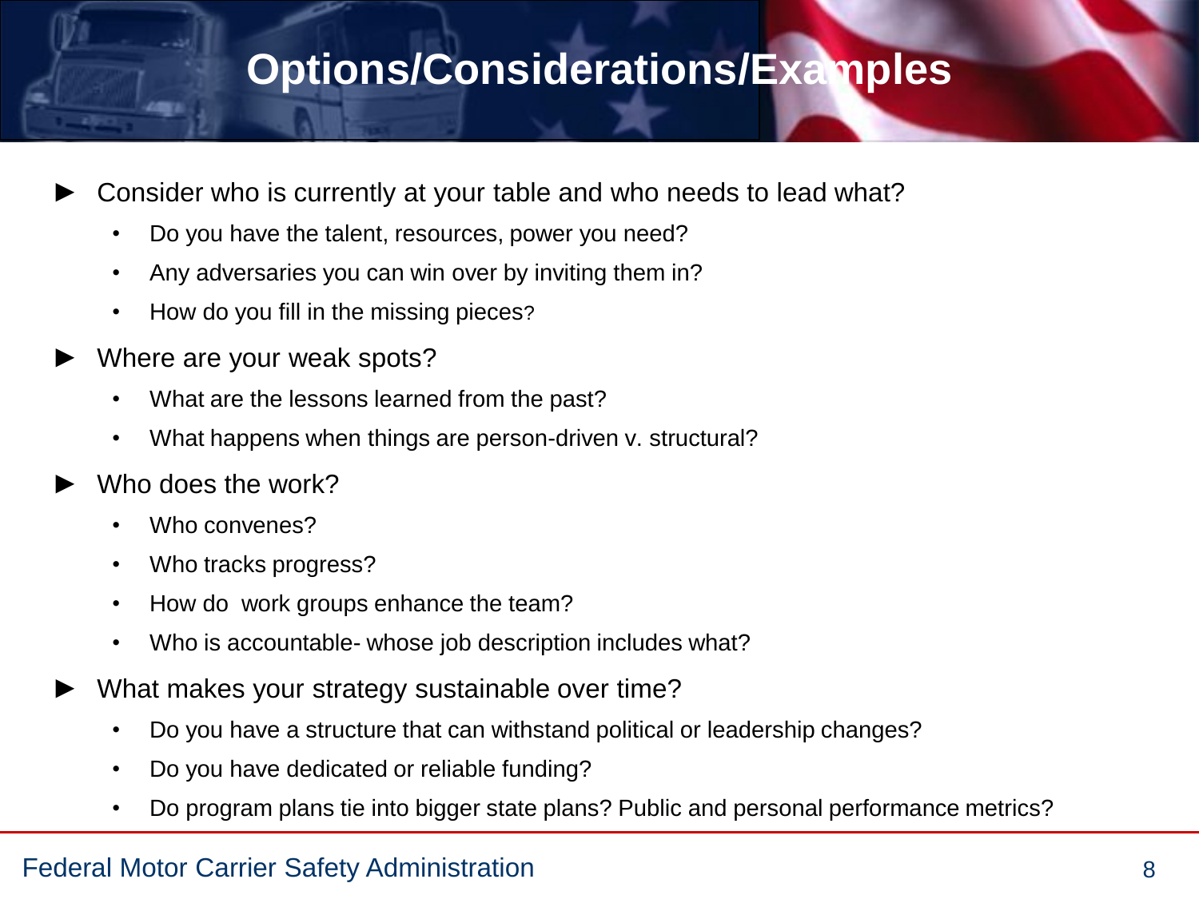# Options/Considerations/Examples

- Consider who is currently at your table and who needs to lead what?
  - Do you have the talent, resources, power you need?
  - Any adversaries you can win over by inviting them in?
  - How do you fill in the missing pieces?
- Where are your weak spots?
  - What are the lessons learned from the past?
  - What happens when things are person-driven v. structural?
- Who does the work?
  - Who convenes?
  - Who tracks progress?
  - How do work groups enhance the team?
  - Who is accountable- whose job description includes what?
- What makes your strategy sustainable over time?
  - Do you have a structure that can withstand political or leadership changes?
  - Do you have dedicated or reliable funding?
  - Do program plans tie into bigger state plans? Public and personal performance metrics?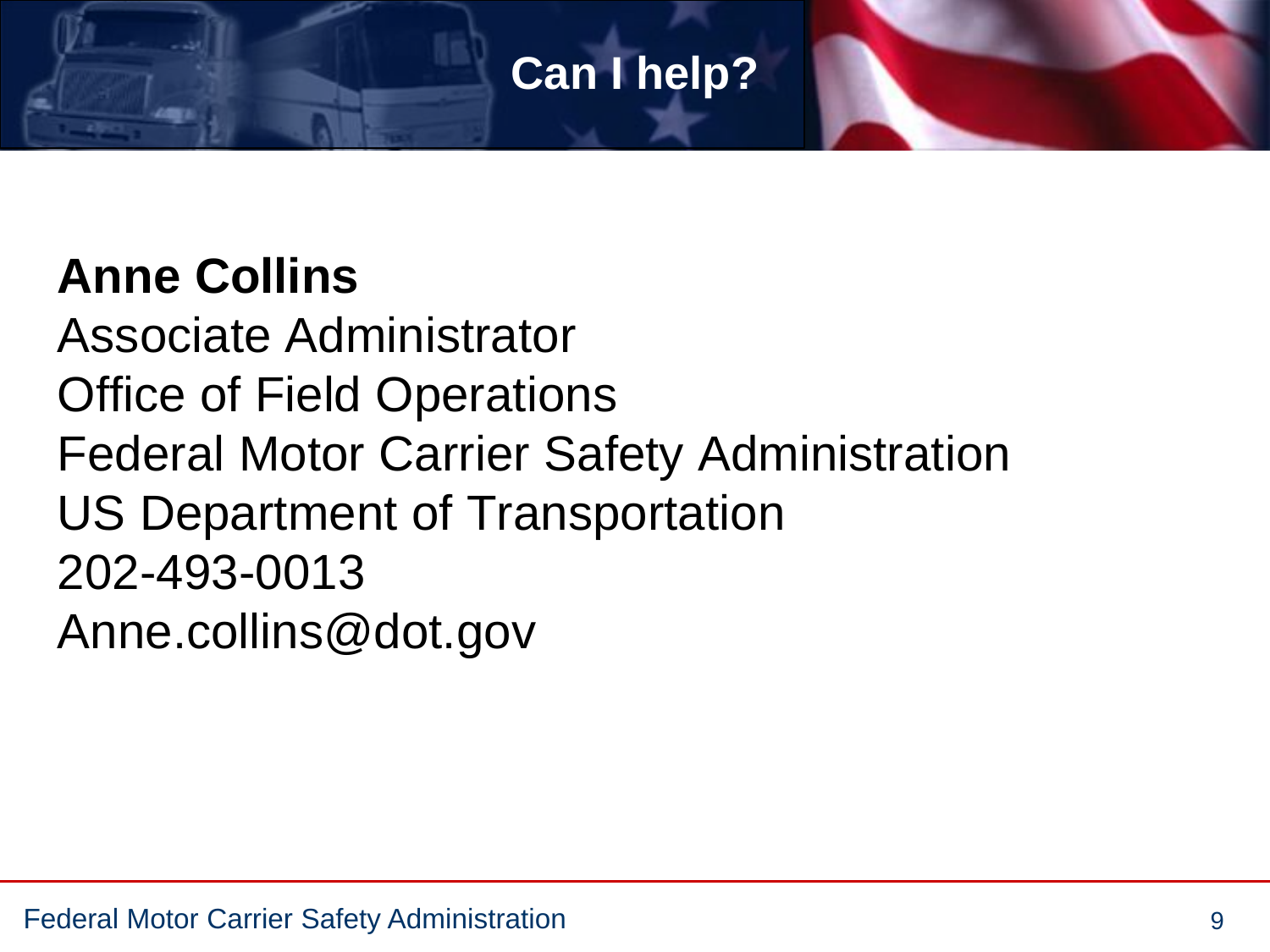# Can I help?

**Anne Collins**
Associate Administrator
Office of Field Operations
Federal Motor Carrier Safety Administration
US Department of Transportation
202-493-0013
Anne.collins@dot.gov